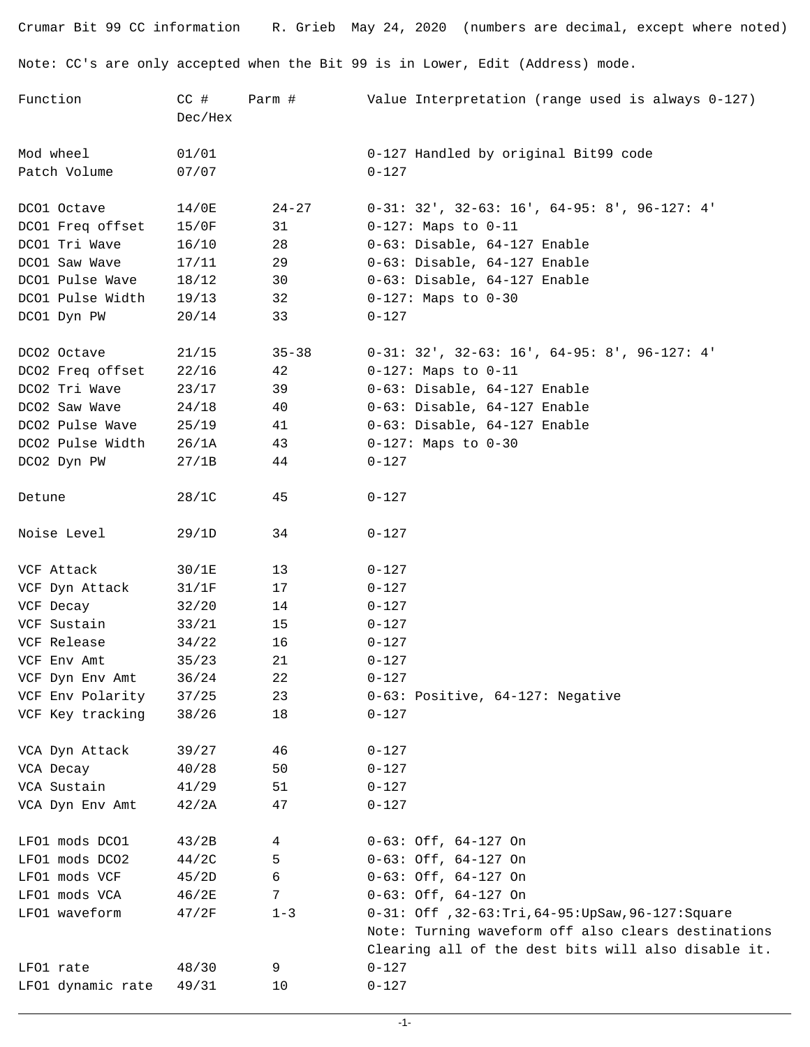Crumar Bit 99 CC information    R. Grieb  May 24, 2020  (numbers are decimal, except where noted)

Note: CC's are only accepted when the Bit 99 is in Lower, Edit (Address) mode.

| Function | CC # Dec/Hex | Parm # | Value Interpretation (range used is always 0-127) |
|---|---|---|---|
| Mod wheel | 01/01 | | 0-127 Handled by original Bit99 code |
| Patch Volume | 07/07 | | 0-127 |
| DCO1 Octave | 14/0E | 24-27 | 0-31: 32', 32-63: 16', 64-95: 8', 96-127: 4' |
| DCO1 Freq offset | 15/0F | 31 | 0-127: Maps to 0-11 |
| DCO1 Tri Wave | 16/10 | 28 | 0-63: Disable, 64-127 Enable |
| DCO1 Saw Wave | 17/11 | 29 | 0-63: Disable, 64-127 Enable |
| DCO1 Pulse Wave | 18/12 | 30 | 0-63: Disable, 64-127 Enable |
| DCO1 Pulse Width | 19/13 | 32 | 0-127: Maps to 0-30 |
| DCO1 Dyn PW | 20/14 | 33 | 0-127 |
| DCO2 Octave | 21/15 | 35-38 | 0-31: 32', 32-63: 16', 64-95: 8', 96-127: 4' |
| DCO2 Freq offset | 22/16 | 42 | 0-127: Maps to 0-11 |
| DCO2 Tri Wave | 23/17 | 39 | 0-63: Disable, 64-127 Enable |
| DCO2 Saw Wave | 24/18 | 40 | 0-63: Disable, 64-127 Enable |
| DCO2 Pulse Wave | 25/19 | 41 | 0-63: Disable, 64-127 Enable |
| DCO2 Pulse Width | 26/1A | 43 | 0-127: Maps to 0-30 |
| DCO2 Dyn PW | 27/1B | 44 | 0-127 |
| Detune | 28/1C | 45 | 0-127 |
| Noise Level | 29/1D | 34 | 0-127 |
| VCF Attack | 30/1E | 13 | 0-127 |
| VCF Dyn Attack | 31/1F | 17 | 0-127 |
| VCF Decay | 32/20 | 14 | 0-127 |
| VCF Sustain | 33/21 | 15 | 0-127 |
| VCF Release | 34/22 | 16 | 0-127 |
| VCF Env Amt | 35/23 | 21 | 0-127 |
| VCF Dyn Env Amt | 36/24 | 22 | 0-127 |
| VCF Env Polarity | 37/25 | 23 | 0-63: Positive, 64-127: Negative |
| VCF Key tracking | 38/26 | 18 | 0-127 |
| VCA Dyn Attack | 39/27 | 46 | 0-127 |
| VCA Decay | 40/28 | 50 | 0-127 |
| VCA Sustain | 41/29 | 51 | 0-127 |
| VCA Dyn Env Amt | 42/2A | 47 | 0-127 |
| LFO1 mods DCO1 | 43/2B | 4 | 0-63: Off, 64-127 On |
| LFO1 mods DCO2 | 44/2C | 5 | 0-63: Off, 64-127 On |
| LFO1 mods VCF | 45/2D | 6 | 0-63: Off, 64-127 On |
| LFO1 mods VCA | 46/2E | 7 | 0-63: Off, 64-127 On |
| LFO1 waveform | 47/2F | 1-3 | 0-31: Off ,32-63:Tri,64-95:UpSaw,96-127:Square Note: Turning waveform off also clears destinations Clearing all of the dest bits will also disable it. |
| LFO1 rate | 48/30 | 9 | 0-127 |
| LFO1 dynamic rate | 49/31 | 10 | 0-127 |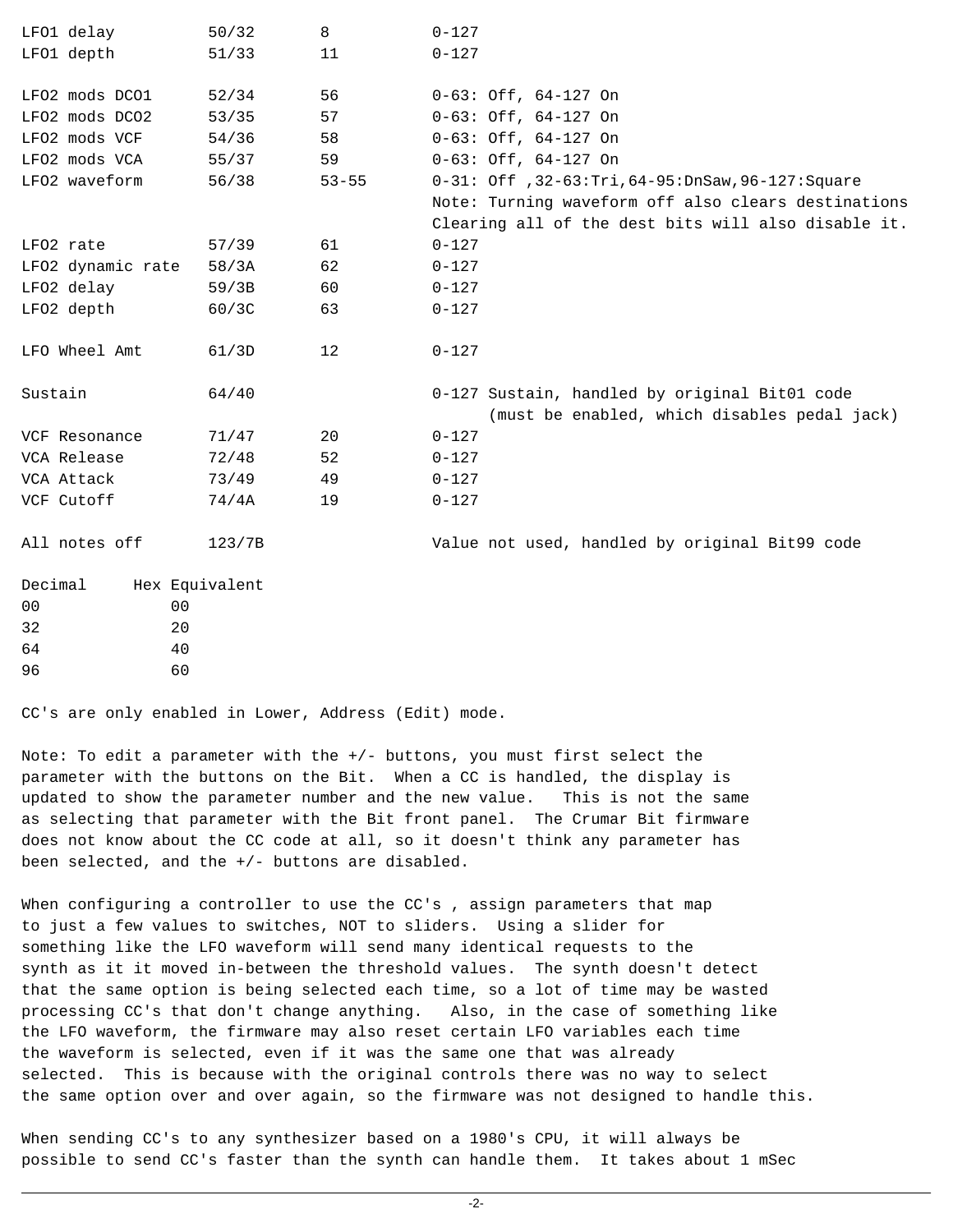| | | | |
|---|---|---|---|
| LFO1 delay | 50/32 | 8 | 0-127 |
| LFO1 depth | 51/33 | 11 | 0-127 |
| | | | |
| LFO2 mods DCO1 | 52/34 | 56 | 0-63: Off, 64-127 On |
| LFO2 mods DCO2 | 53/35 | 57 | 0-63: Off, 64-127 On |
| LFO2 mods VCF | 54/36 | 58 | 0-63: Off, 64-127 On |
| LFO2 mods VCA | 55/37 | 59 | 0-63: Off, 64-127 On |
| LFO2 waveform | 56/38 | 53-55 | 0-31: Off ,32-63:Tri,64-95:DnSaw,96-127:Square<br>Note: Turning waveform off also clears destinations<br>Clearing all of the dest bits will also disable it. |
| LFO2 rate | 57/39 | 61 | 0-127 |
| LFO2 dynamic rate | 58/3A | 62 | 0-127 |
| LFO2 delay | 59/3B | 60 | 0-127 |
| LFO2 depth | 60/3C | 63 | 0-127 |
| | | | |
| LFO Wheel Amt | 61/3D | 12 | 0-127 |
| | | | |
| Sustain | 64/40 | | 0-127 Sustain, handled by original Bit01 code<br>(must be enabled, which disables pedal jack) |
| VCF Resonance | 71/47 | 20 | 0-127 |
| VCA Release | 72/48 | 52 | 0-127 |
| VCA Attack | 73/49 | 49 | 0-127 |
| VCF Cutoff | 74/4A | 19 | 0-127 |
| | | | |
| All notes off | 123/7B | | Value not used, handled by original Bit99 code |

| Decimal | Hex Equivalent |
|---|---|
| 00 | 00 |
| 32 | 20 |
| 64 | 40 |
| 96 | 60 |

CC's are only enabled in Lower, Address (Edit) mode.

Note: To edit a parameter with the +/- buttons, you must first select the parameter with the buttons on the Bit. When a CC is handled, the display is updated to show the parameter number and the new value. This is not the same as selecting that parameter with the Bit front panel. The Crumar Bit firmware does not know about the CC code at all, so it doesn't think any parameter has been selected, and the +/- buttons are disabled.

When configuring a controller to use the CC's , assign parameters that map to just a few values to switches, NOT to sliders. Using a slider for something like the LFO waveform will send many identical requests to the synth as it it moved in-between the threshold values. The synth doesn't detect that the same option is being selected each time, so a lot of time may be wasted processing CC's that don't change anything. Also, in the case of something like the LFO waveform, the firmware may also reset certain LFO variables each time the waveform is selected, even if it was the same one that was already selected. This is because with the original controls there was no way to select the same option over and over again, so the firmware was not designed to handle this.

When sending CC's to any synthesizer based on a 1980's CPU, it will always be possible to send CC's faster than the synth can handle them. It takes about 1 mSec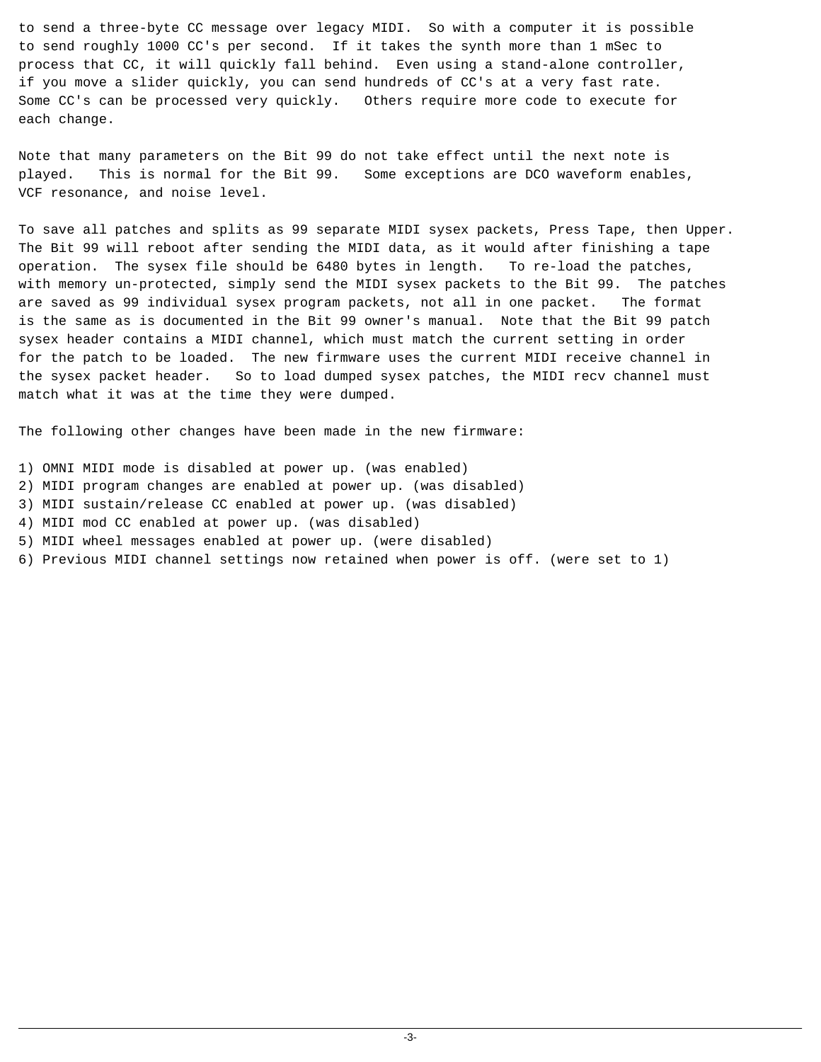to send a three-byte CC message over legacy MIDI. So with a computer it is possible to send roughly 1000 CC's per second. If it takes the synth more than 1 mSec to process that CC, it will quickly fall behind. Even using a stand-alone controller, if you move a slider quickly, you can send hundreds of CC's at a very fast rate. Some CC's can be processed very quickly. Others require more code to execute for each change.

Note that many parameters on the Bit 99 do not take effect until the next note is played. This is normal for the Bit 99. Some exceptions are DCO waveform enables, VCF resonance, and noise level.

To save all patches and splits as 99 separate MIDI sysex packets, Press Tape, then Upper. The Bit 99 will reboot after sending the MIDI data, as it would after finishing a tape operation. The sysex file should be 6480 bytes in length. To re-load the patches, with memory un-protected, simply send the MIDI sysex packets to the Bit 99. The patches are saved as 99 individual sysex program packets, not all in one packet. The format is the same as is documented in the Bit 99 owner's manual. Note that the Bit 99 patch sysex header contains a MIDI channel, which must match the current setting in order for the patch to be loaded. The new firmware uses the current MIDI receive channel in the sysex packet header. So to load dumped sysex patches, the MIDI recv channel must match what it was at the time they were dumped.

The following other changes have been made in the new firmware:

1) OMNI MIDI mode is disabled at power up. (was enabled)
2) MIDI program changes are enabled at power up. (was disabled)
3) MIDI sustain/release CC enabled at power up. (was disabled)
4) MIDI mod CC enabled at power up. (was disabled)
5) MIDI wheel messages enabled at power up. (were disabled)
6) Previous MIDI channel settings now retained when power is off. (were set to 1)